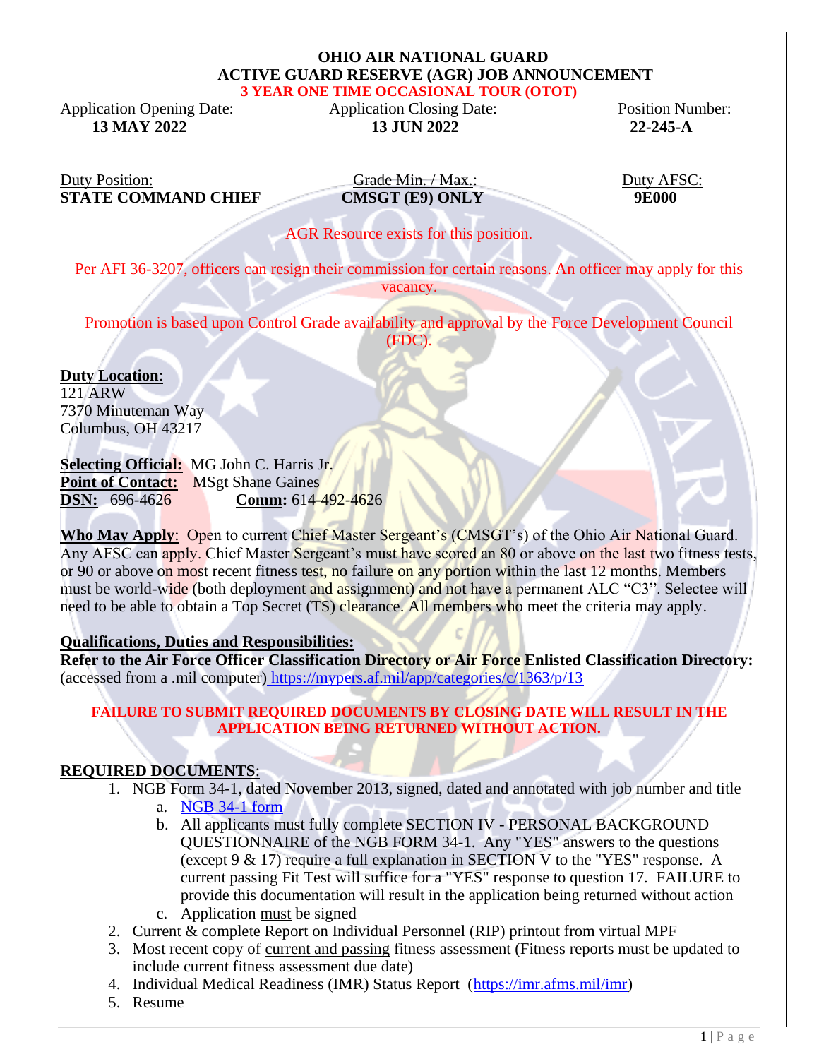# OHIO AIR NATIONAL GUARD
## ACTIVE GUARD RESERVE (AGR) JOB ANNOUNCEMENT
### 3 YEAR ONE TIME OCCASIONAL TOUR (OTOT)

| Application Opening Date: | Application Closing Date: | Position Number: |
|---|---|---|
| **13 MAY 2022** | **13 JUN 2022** | **22-245-A** |

| Duty Position: | Grade Min. / Max.: | Duty AFSC: |
|---|---|---|
| **STATE COMMAND CHIEF** | **CMSGT (E9) ONLY** | **9E000** |

AGR Resource exists for this position.

Per AFI 36-3207, officers can resign their commission for certain reasons. An officer may apply for this vacancy.

Promotion is based upon Control Grade availability and approval by the Force Development Council (FDC).

**Duty Location**:
121 ARW
7370 Minuteman Way
Columbus, OH 43217

**Selecting Official:** MG John C. Harris Jr.
**Point of Contact:** MSgt Shane Gaines
**DSN:** 696-4626 **Comm:** 614-492-4626

**Who May Apply**: Open to current Chief Master Sergeant's (CMSGT's) of the Ohio Air National Guard. Any AFSC can apply. Chief Master Sergeant's must have scored an 80 or above on the last two fitness tests, or 90 or above on most recent fitness test, no failure on any portion within the last 12 months. Members must be world-wide (both deployment and assignment) and not have a permanent ALC "C3". Selectee will need to be able to obtain a Top Secret (TS) clearance. All members who meet the criteria may apply.

**Qualifications, Duties and Responsibilities:**
**Refer to the Air Force Officer Classification Directory or Air Force Enlisted Classification Directory:** (accessed from a .mil computer) https://mypers.af.mil/app/categories/c/1363/p/13

**FAILURE TO SUBMIT REQUIRED DOCUMENTS BY CLOSING DATE WILL RESULT IN THE APPLICATION BEING RETURNED WITHOUT ACTION.**

**REQUIRED DOCUMENTS**:

1. NGB Form 34-1, dated November 2013, signed, dated and annotated with job number and title
   a. NGB 34-1 form
   b. All applicants must fully complete SECTION IV - PERSONAL BACKGROUND QUESTIONNAIRE of the NGB FORM 34-1. Any "YES" answers to the questions (except 9 & 17) require a full explanation in SECTION V to the "YES" response. A current passing Fit Test will suffice for a "YES" response to question 17. FAILURE to provide this documentation will result in the application being returned without action
   c. Application must be signed
2. Current & complete Report on Individual Personnel (RIP) printout from virtual MPF
3. Most recent copy of current and passing fitness assessment (Fitness reports must be updated to include current fitness assessment due date)
4. Individual Medical Readiness (IMR) Status Report (https://imr.afms.mil/imr)
5. Resume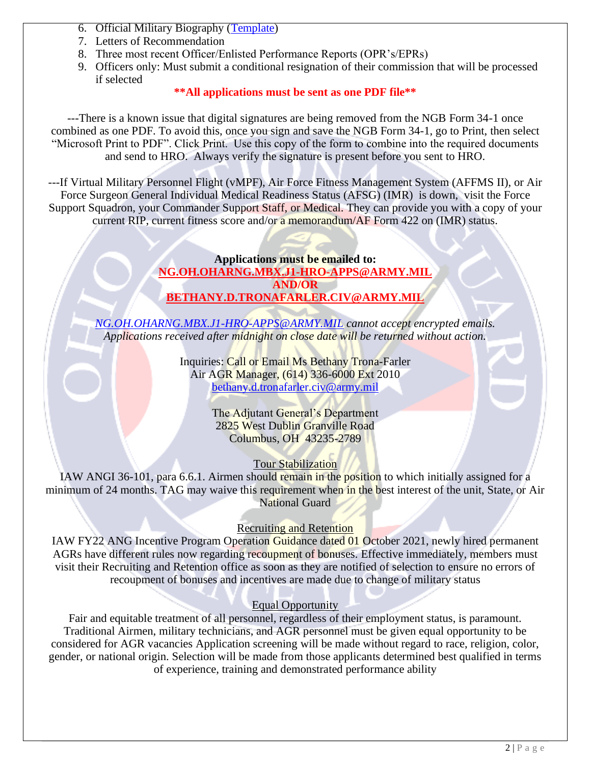6. Official Military Biography (Template)
7. Letters of Recommendation
8. Three most recent Officer/Enlisted Performance Reports (OPR's/EPRs)
9. Officers only: Must submit a conditional resignation of their commission that will be processed if selected

**\*\*All applications must be sent as one PDF file\*\***

---There is a known issue that digital signatures are being removed from the NGB Form 34-1 once combined as one PDF. To avoid this, once you sign and save the NGB Form 34-1, go to Print, then select "Microsoft Print to PDF". Click Print. Use this copy of the form to combine into the required documents and send to HRO. Always verify the signature is present before you sent to HRO.

---If Virtual Military Personnel Flight (vMPF), Air Force Fitness Management System (AFFMS II), or Air Force Surgeon General Individual Medical Readiness Status (AFSG) (IMR) is down, visit the Force Support Squadron, your Commander Support Staff, or Medical. They can provide you with a copy of your current RIP, current fitness score and/or a memorandum/AF Form 422 on (IMR) status.

**Applications must be emailed to:**
**NG.OH.OHARNG.MBX.J1-HRO-APPS@ARMY.MIL**
**AND/OR**
**BETHANY.D.TRONAFARLER.CIV@ARMY.MIL**

*NG.OH.OHARNG.MBX.J1-HRO-APPS@ARMY.MIL cannot accept encrypted emails. Applications received after midnight on close date will be returned without action.*

Inquiries: Call or Email Ms Bethany Trona-Farler
Air AGR Manager, (614) 336-6000 Ext 2010
bethany.d.tronafarler.civ@army.mil

The Adjutant General's Department
2825 West Dublin Granville Road
Columbus, OH 43235-2789

Tour Stabilization

IAW ANGI 36-101, para 6.6.1. Airmen should remain in the position to which initially assigned for a minimum of 24 months. TAG may waive this requirement when in the best interest of the unit, State, or Air National Guard

Recruiting and Retention

IAW FY22 ANG Incentive Program Operation Guidance dated 01 October 2021, newly hired permanent AGRs have different rules now regarding recoupment of bonuses. Effective immediately, members must visit their Recruiting and Retention office as soon as they are notified of selection to ensure no errors of recoupment of bonuses and incentives are made due to change of military status

Equal Opportunity

Fair and equitable treatment of all personnel, regardless of their employment status, is paramount. Traditional Airmen, military technicians, and AGR personnel must be given equal opportunity to be considered for AGR vacancies Application screening will be made without regard to race, religion, color, gender, or national origin. Selection will be made from those applicants determined best qualified in terms of experience, training and demonstrated performance ability